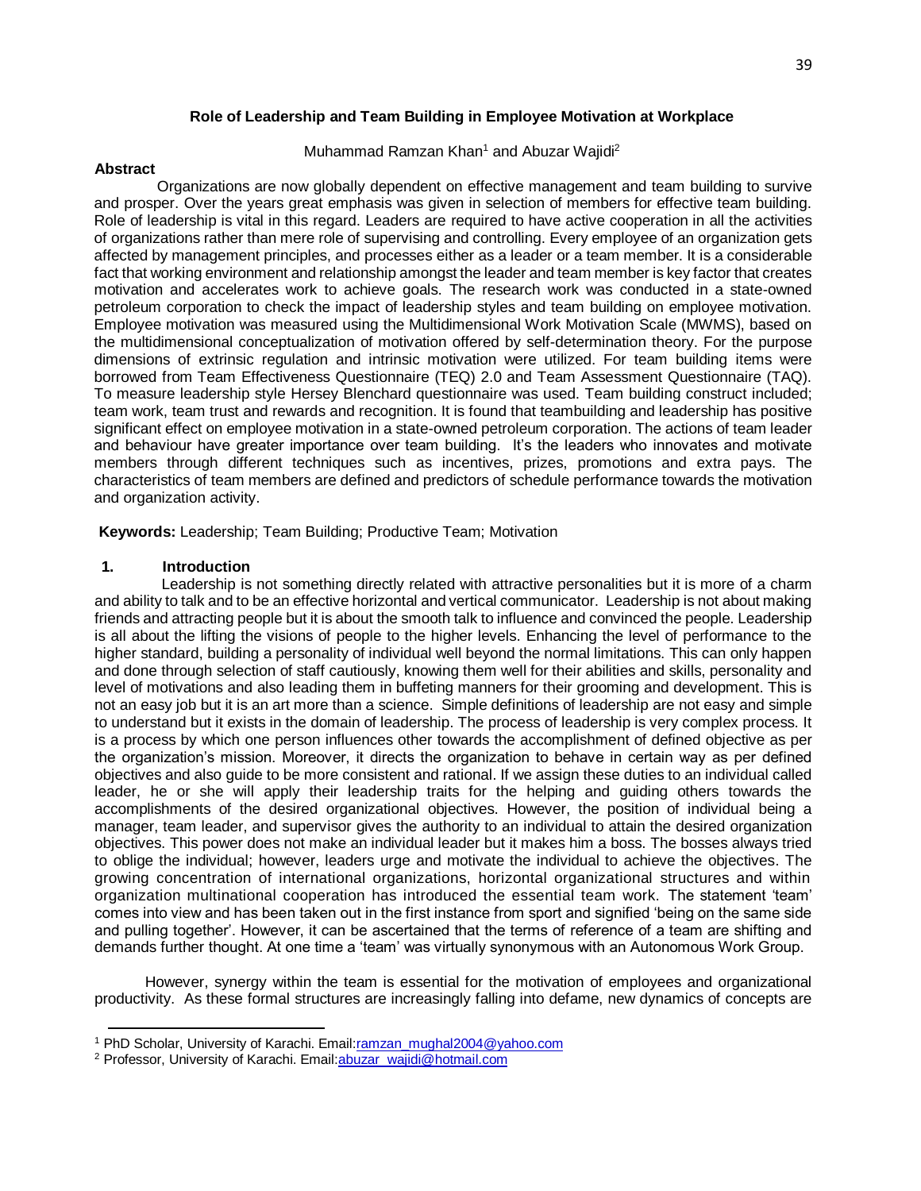# Role of Leadership and Team Building in Employee Motivation at Workplace

Muhammad Ramzan Khan[1] and Abuzar Wajidi[2]

## Abstract

Organizations are now globally dependent on effective management and team building to survive and prosper. Over the years great emphasis was given in selection of members for effective team building. Role of leadership is vital in this regard. Leaders are required to have active cooperation in all the activities of organizations rather than mere role of supervising and controlling. Every employee of an organization gets affected by management principles, and processes either as a leader or a team member. It is a considerable fact that working environment and relationship amongst the leader and team member is key factor that creates motivation and accelerates work to achieve goals. The research work was conducted in a state-owned petroleum corporation to check the impact of leadership styles and team building on employee motivation. Employee motivation was measured using the Multidimensional Work Motivation Scale (MWMS), based on the multidimensional conceptualization of motivation offered by self-determination theory. For the purpose dimensions of extrinsic regulation and intrinsic motivation were utilized. For team building items were borrowed from Team Effectiveness Questionnaire (TEQ) 2.0 and Team Assessment Questionnaire (TAQ). To measure leadership style Hersey Blenchard questionnaire was used. Team building construct included; team work, team trust and rewards and recognition. It is found that teambuilding and leadership has positive significant effect on employee motivation in a state-owned petroleum corporation. The actions of team leader and behaviour have greater importance over team building. It's the leaders who innovates and motivate members through different techniques such as incentives, prizes, promotions and extra pays. The characteristics of team members are defined and predictors of schedule performance towards the motivation and organization activity.

**Keywords:** Leadership; Team Building; Productive Team; Motivation

## 1. Introduction

Leadership is not something directly related with attractive personalities but it is more of a charm and ability to talk and to be an effective horizontal and vertical communicator. Leadership is not about making friends and attracting people but it is about the smooth talk to influence and convinced the people. Leadership is all about the lifting the visions of people to the higher levels. Enhancing the level of performance to the higher standard, building a personality of individual well beyond the normal limitations. This can only happen and done through selection of staff cautiously, knowing them well for their abilities and skills, personality and level of motivations and also leading them in buffeting manners for their grooming and development. This is not an easy job but it is an art more than a science. Simple definitions of leadership are not easy and simple to understand but it exists in the domain of leadership. The process of leadership is very complex process. It is a process by which one person influences other towards the accomplishment of defined objective as per the organization's mission. Moreover, it directs the organization to behave in certain way as per defined objectives and also guide to be more consistent and rational. If we assign these duties to an individual called leader, he or she will apply their leadership traits for the helping and guiding others towards the accomplishments of the desired organizational objectives. However, the position of individual being a manager, team leader, and supervisor gives the authority to an individual to attain the desired organization objectives. This power does not make an individual leader but it makes him a boss. The bosses always tried to oblige the individual; however, leaders urge and motivate the individual to achieve the objectives. The growing concentration of international organizations, horizontal organizational structures and within organization multinational cooperation has introduced the essential team work. The statement 'team' comes into view and has been taken out in the first instance from sport and signified 'being on the same side and pulling together'. However, it can be ascertained that the terms of reference of a team are shifting and demands further thought. At one time a 'team' was virtually synonymous with an Autonomous Work Group.

However, synergy within the team is essential for the motivation of employees and organizational productivity. As these formal structures are increasingly falling into defame, new dynamics of concepts are

[1] PhD Scholar, University of Karachi. Email:ramzan_mughal2004@yahoo.com

[2] Professor, University of Karachi. Email:abuzar_wajidi@hotmail.com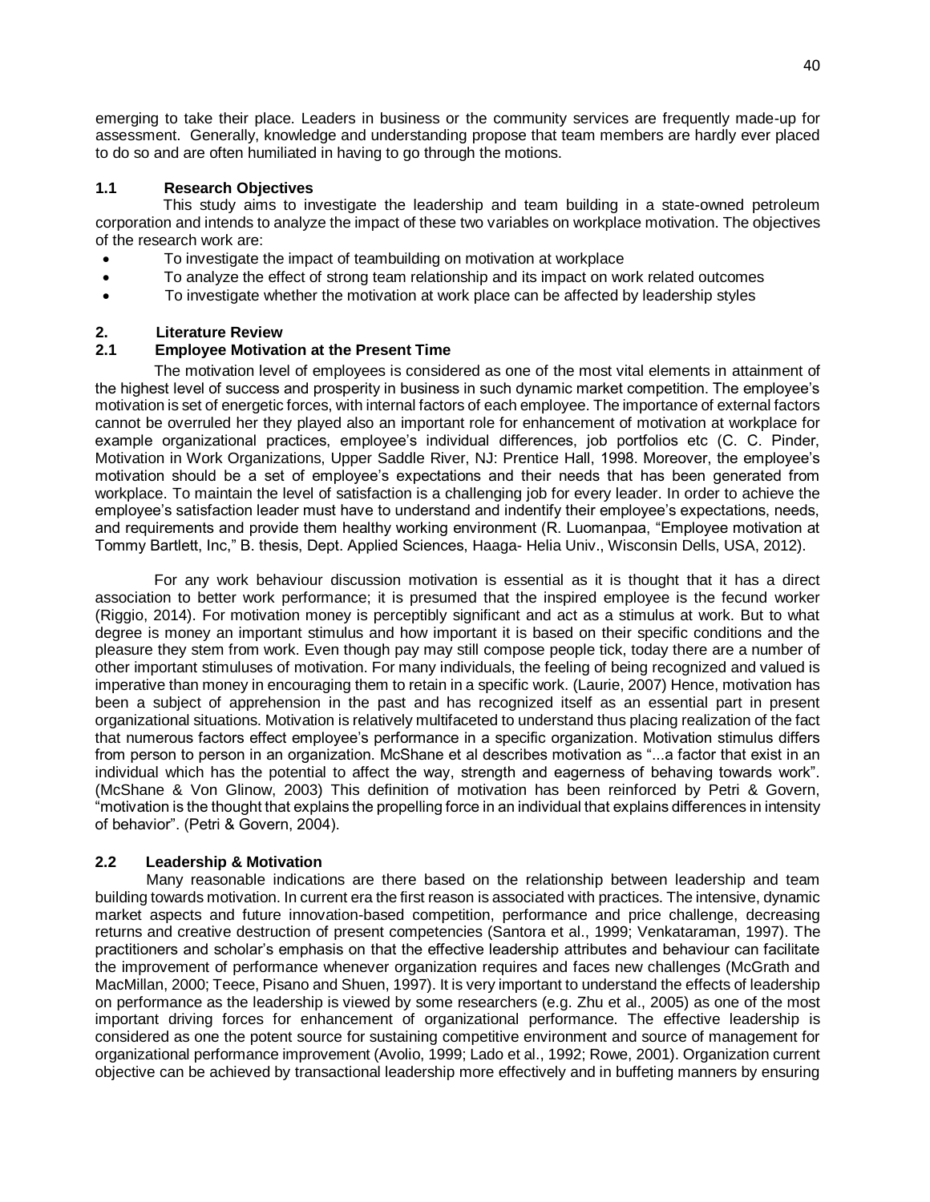emerging to take their place. Leaders in business or the community services are frequently made-up for assessment. Generally, knowledge and understanding propose that team members are hardly ever placed to do so and are often humiliated in having to go through the motions.

### 1.1 Research Objectives

This study aims to investigate the leadership and team building in a state-owned petroleum corporation and intends to analyze the impact of these two variables on workplace motivation. The objectives of the research work are:

- To investigate the impact of teambuilding on motivation at workplace
- To analyze the effect of strong team relationship and its impact on work related outcomes
- To investigate whether the motivation at work place can be affected by leadership styles

## 2. Literature Review

### 2.1 Employee Motivation at the Present Time

The motivation level of employees is considered as one of the most vital elements in attainment of the highest level of success and prosperity in business in such dynamic market competition. The employee's motivation is set of energetic forces, with internal factors of each employee. The importance of external factors cannot be overruled her they played also an important role for enhancement of motivation at workplace for example organizational practices, employee's individual differences, job portfolios etc (C. C. Pinder, Motivation in Work Organizations, Upper Saddle River, NJ: Prentice Hall, 1998. Moreover, the employee's motivation should be a set of employee's expectations and their needs that has been generated from workplace. To maintain the level of satisfaction is a challenging job for every leader. In order to achieve the employee's satisfaction leader must have to understand and indentify their employee's expectations, needs, and requirements and provide them healthy working environment (R. Luomanpaa, "Employee motivation at Tommy Bartlett, Inc," B. thesis, Dept. Applied Sciences, Haaga- Helia Univ., Wisconsin Dells, USA, 2012).

For any work behaviour discussion motivation is essential as it is thought that it has a direct association to better work performance; it is presumed that the inspired employee is the fecund worker (Riggio, 2014). For motivation money is perceptibly significant and act as a stimulus at work. But to what degree is money an important stimulus and how important it is based on their specific conditions and the pleasure they stem from work. Even though pay may still compose people tick, today there are a number of other important stimuluses of motivation. For many individuals, the feeling of being recognized and valued is imperative than money in encouraging them to retain in a specific work. (Laurie, 2007) Hence, motivation has been a subject of apprehension in the past and has recognized itself as an essential part in present organizational situations. Motivation is relatively multifaceted to understand thus placing realization of the fact that numerous factors effect employee's performance in a specific organization. Motivation stimulus differs from person to person in an organization. McShane et al describes motivation as "...a factor that exist in an individual which has the potential to affect the way, strength and eagerness of behaving towards work". (McShane & Von Glinow, 2003) This definition of motivation has been reinforced by Petri & Govern, "motivation is the thought that explains the propelling force in an individual that explains differences in intensity of behavior". (Petri & Govern, 2004).

### 2.2 Leadership & Motivation

Many reasonable indications are there based on the relationship between leadership and team building towards motivation. In current era the first reason is associated with practices. The intensive, dynamic market aspects and future innovation-based competition, performance and price challenge, decreasing returns and creative destruction of present competencies (Santora et al., 1999; Venkataraman, 1997). The practitioners and scholar's emphasis on that the effective leadership attributes and behaviour can facilitate the improvement of performance whenever organization requires and faces new challenges (McGrath and MacMillan, 2000; Teece, Pisano and Shuen, 1997). It is very important to understand the effects of leadership on performance as the leadership is viewed by some researchers (e.g. Zhu et al., 2005) as one of the most important driving forces for enhancement of organizational performance. The effective leadership is considered as one the potent source for sustaining competitive environment and source of management for organizational performance improvement (Avolio, 1999; Lado et al., 1992; Rowe, 2001). Organization current objective can be achieved by transactional leadership more effectively and in buffeting manners by ensuring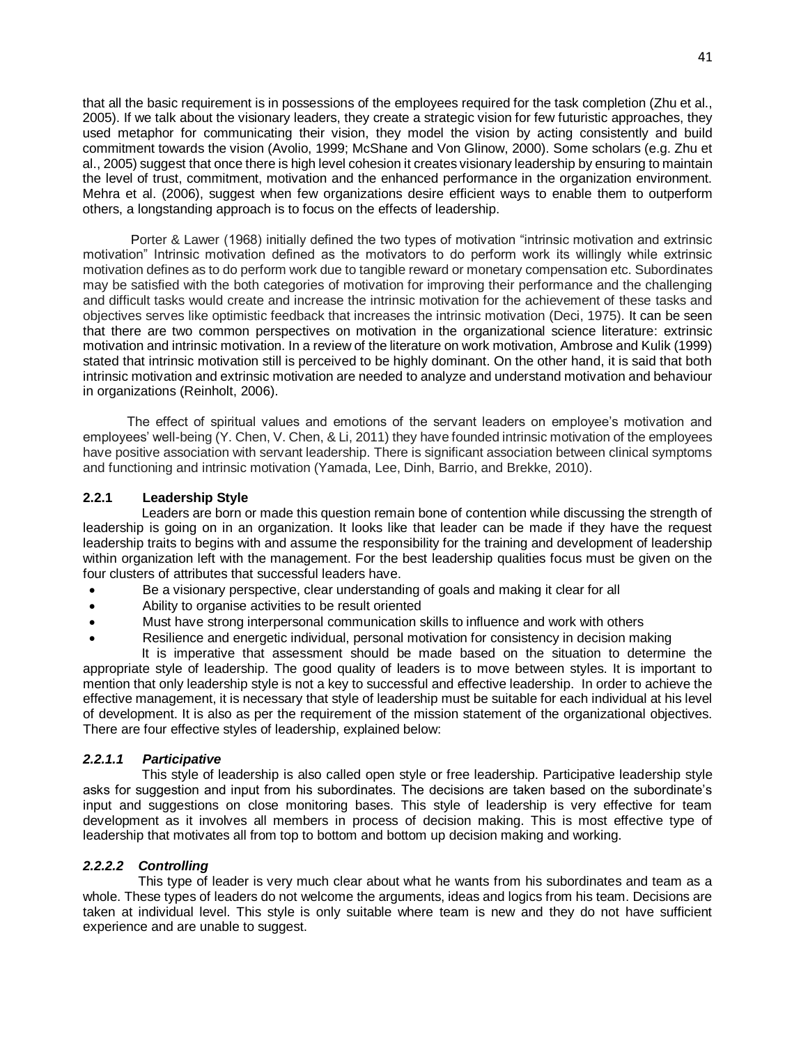that all the basic requirement is in possessions of the employees required for the task completion (Zhu et al., 2005). If we talk about the visionary leaders, they create a strategic vision for few futuristic approaches, they used metaphor for communicating their vision, they model the vision by acting consistently and build commitment towards the vision (Avolio, 1999; McShane and Von Glinow, 2000). Some scholars (e.g. Zhu et al., 2005) suggest that once there is high level cohesion it creates visionary leadership by ensuring to maintain the level of trust, commitment, motivation and the enhanced performance in the organization environment. Mehra et al. (2006), suggest when few organizations desire efficient ways to enable them to outperform others, a longstanding approach is to focus on the effects of leadership.

Porter & Lawer (1968) initially defined the two types of motivation "intrinsic motivation and extrinsic motivation" Intrinsic motivation defined as the motivators to do perform work its willingly while extrinsic motivation defines as to do perform work due to tangible reward or monetary compensation etc. Subordinates may be satisfied with the both categories of motivation for improving their performance and the challenging and difficult tasks would create and increase the intrinsic motivation for the achievement of these tasks and objectives serves like optimistic feedback that increases the intrinsic motivation (Deci, 1975). It can be seen that there are two common perspectives on motivation in the organizational science literature: extrinsic motivation and intrinsic motivation. In a review of the literature on work motivation, Ambrose and Kulik (1999) stated that intrinsic motivation still is perceived to be highly dominant. On the other hand, it is said that both intrinsic motivation and extrinsic motivation are needed to analyze and understand motivation and behaviour in organizations (Reinholt, 2006).

The effect of spiritual values and emotions of the servant leaders on employee's motivation and employees' well-being (Y. Chen, V. Chen, & Li, 2011) they have founded intrinsic motivation of the employees have positive association with servant leadership. There is significant association between clinical symptoms and functioning and intrinsic motivation (Yamada, Lee, Dinh, Barrio, and Brekke, 2010).

### 2.2.1 Leadership Style

Leaders are born or made this question remain bone of contention while discussing the strength of leadership is going on in an organization. It looks like that leader can be made if they have the request leadership traits to begins with and assume the responsibility for the training and development of leadership within organization left with the management. For the best leadership qualities focus must be given on the four clusters of attributes that successful leaders have.

- Be a visionary perspective, clear understanding of goals and making it clear for all
- Ability to organise activities to be result oriented
- Must have strong interpersonal communication skills to influence and work with others
- Resilience and energetic individual, personal motivation for consistency in decision making

It is imperative that assessment should be made based on the situation to determine the appropriate style of leadership. The good quality of leaders is to move between styles. It is important to mention that only leadership style is not a key to successful and effective leadership. In order to achieve the effective management, it is necessary that style of leadership must be suitable for each individual at his level of development. It is also as per the requirement of the mission statement of the organizational objectives. There are four effective styles of leadership, explained below:

#### *2.2.1.1 Participative*

This style of leadership is also called open style or free leadership. Participative leadership style asks for suggestion and input from his subordinates. The decisions are taken based on the subordinate's input and suggestions on close monitoring bases. This style of leadership is very effective for team development as it involves all members in process of decision making. This is most effective type of leadership that motivates all from top to bottom and bottom up decision making and working.

#### *2.2.2.2 Controlling*

This type of leader is very much clear about what he wants from his subordinates and team as a whole. These types of leaders do not welcome the arguments, ideas and logics from his team. Decisions are taken at individual level. This style is only suitable where team is new and they do not have sufficient experience and are unable to suggest.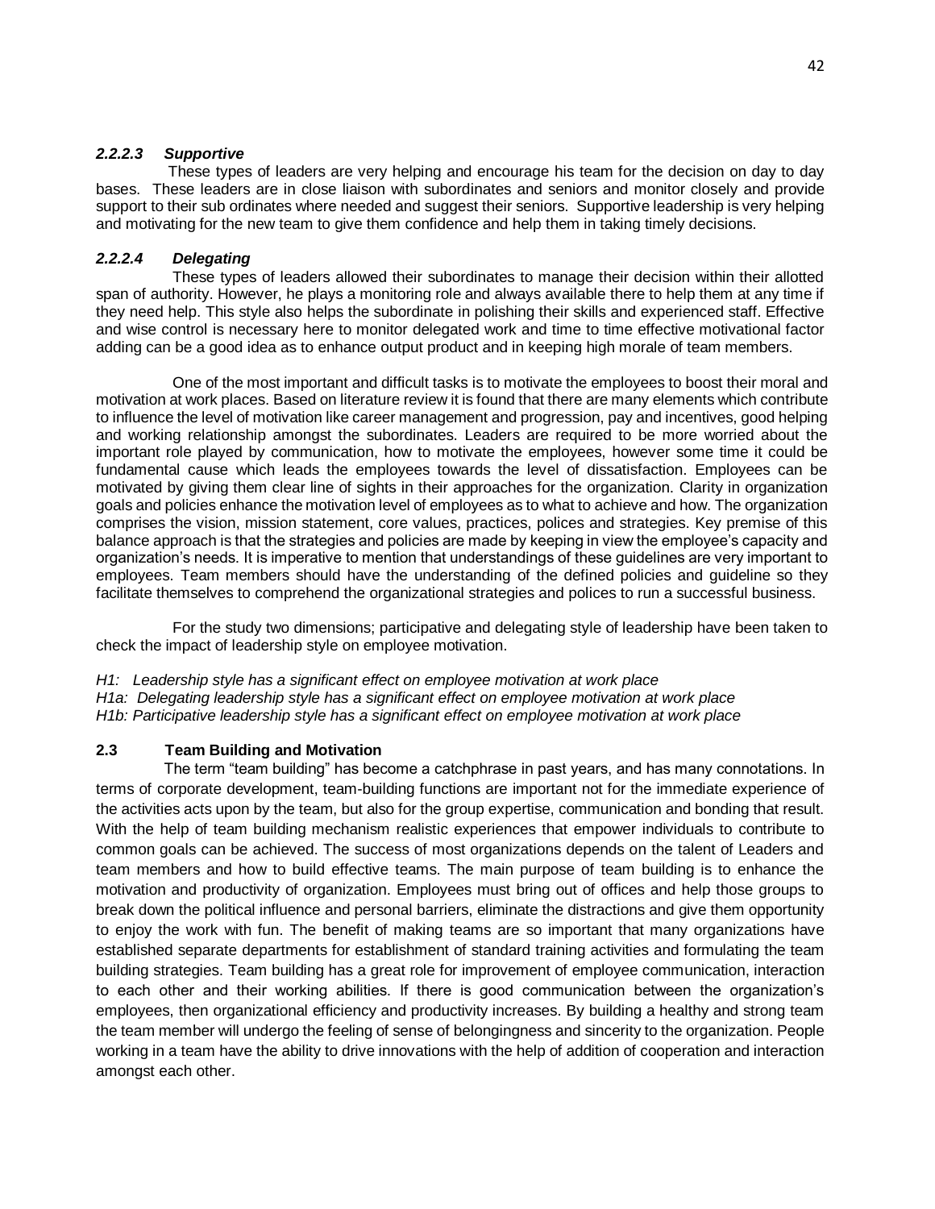#### *2.2.2.3 Supportive*

These types of leaders are very helping and encourage his team for the decision on day to day bases. These leaders are in close liaison with subordinates and seniors and monitor closely and provide support to their sub ordinates where needed and suggest their seniors. Supportive leadership is very helping and motivating for the new team to give them confidence and help them in taking timely decisions.

#### *2.2.2.4 Delegating*

These types of leaders allowed their subordinates to manage their decision within their allotted span of authority. However, he plays a monitoring role and always available there to help them at any time if they need help. This style also helps the subordinate in polishing their skills and experienced staff. Effective and wise control is necessary here to monitor delegated work and time to time effective motivational factor adding can be a good idea as to enhance output product and in keeping high morale of team members.

One of the most important and difficult tasks is to motivate the employees to boost their moral and motivation at work places. Based on literature review it is found that there are many elements which contribute to influence the level of motivation like career management and progression, pay and incentives, good helping and working relationship amongst the subordinates. Leaders are required to be more worried about the important role played by communication, how to motivate the employees, however some time it could be fundamental cause which leads the employees towards the level of dissatisfaction. Employees can be motivated by giving them clear line of sights in their approaches for the organization. Clarity in organization goals and policies enhance the motivation level of employees as to what to achieve and how. The organization comprises the vision, mission statement, core values, practices, polices and strategies. Key premise of this balance approach is that the strategies and policies are made by keeping in view the employee's capacity and organization's needs. It is imperative to mention that understandings of these guidelines are very important to employees. Team members should have the understanding of the defined policies and guideline so they facilitate themselves to comprehend the organizational strategies and polices to run a successful business.

For the study two dimensions; participative and delegating style of leadership have been taken to check the impact of leadership style on employee motivation.

*H1: Leadership style has a significant effect on employee motivation at work place*
*H1a: Delegating leadership style has a significant effect on employee motivation at work place*
*H1b: Participative leadership style has a significant effect on employee motivation at work place*

### 2.3 Team Building and Motivation

The term "team building" has become a catchphrase in past years, and has many connotations. In terms of corporate development, team-building functions are important not for the immediate experience of the activities acts upon by the team, but also for the group expertise, communication and bonding that result. With the help of team building mechanism realistic experiences that empower individuals to contribute to common goals can be achieved. The success of most organizations depends on the talent of Leaders and team members and how to build effective teams. The main purpose of team building is to enhance the motivation and productivity of organization. Employees must bring out of offices and help those groups to break down the political influence and personal barriers, eliminate the distractions and give them opportunity to enjoy the work with fun. The benefit of making teams are so important that many organizations have established separate departments for establishment of standard training activities and formulating the team building strategies. Team building has a great role for improvement of employee communication, interaction to each other and their working abilities. If there is good communication between the organization's employees, then organizational efficiency and productivity increases. By building a healthy and strong team the team member will undergo the feeling of sense of belongingness and sincerity to the organization. People working in a team have the ability to drive innovations with the help of addition of cooperation and interaction amongst each other.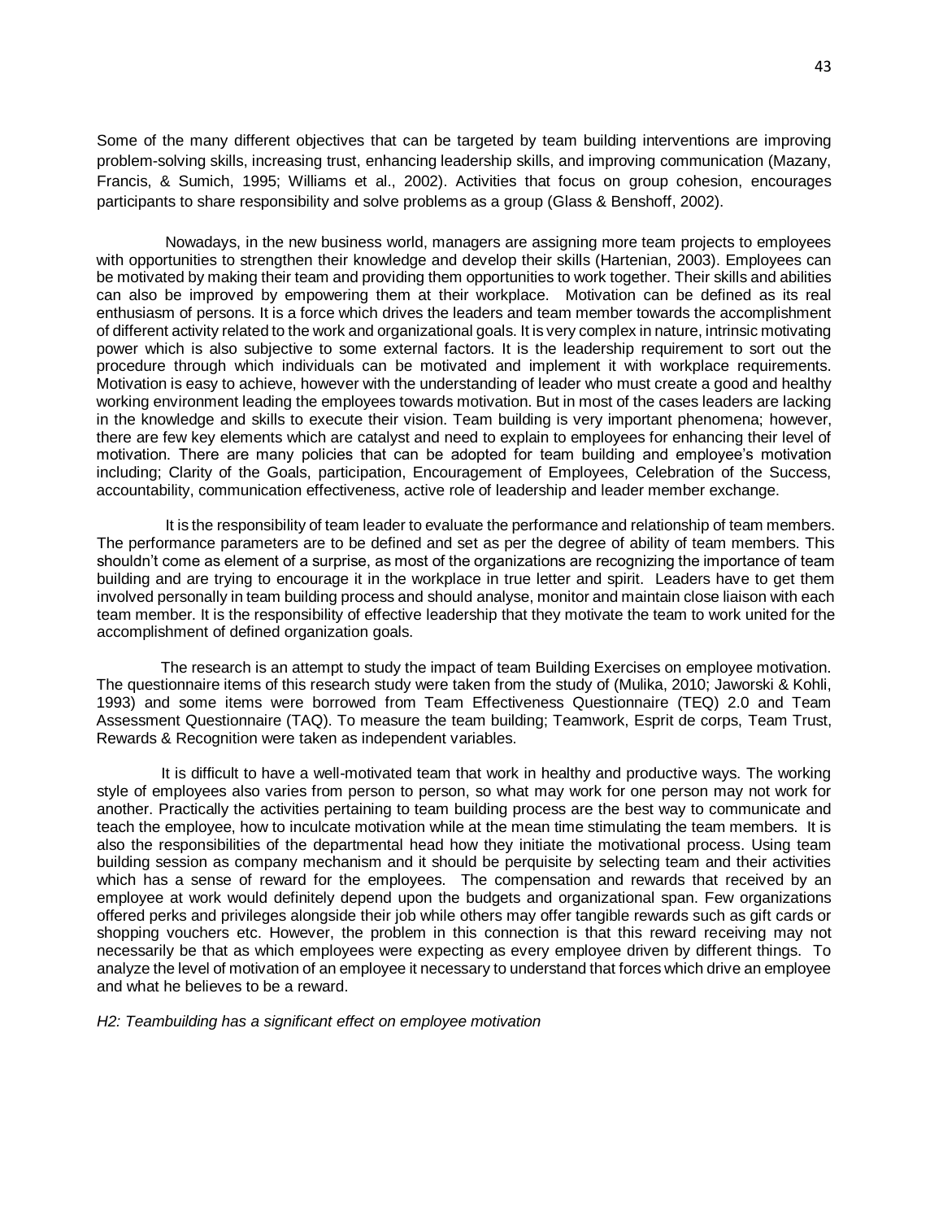Some of the many different objectives that can be targeted by team building interventions are improving problem-solving skills, increasing trust, enhancing leadership skills, and improving communication (Mazany, Francis, & Sumich, 1995; Williams et al., 2002). Activities that focus on group cohesion, encourages participants to share responsibility and solve problems as a group (Glass & Benshoff, 2002).

Nowadays, in the new business world, managers are assigning more team projects to employees with opportunities to strengthen their knowledge and develop their skills (Hartenian, 2003). Employees can be motivated by making their team and providing them opportunities to work together. Their skills and abilities can also be improved by empowering them at their workplace. Motivation can be defined as its real enthusiasm of persons. It is a force which drives the leaders and team member towards the accomplishment of different activity related to the work and organizational goals. It is very complex in nature, intrinsic motivating power which is also subjective to some external factors. It is the leadership requirement to sort out the procedure through which individuals can be motivated and implement it with workplace requirements. Motivation is easy to achieve, however with the understanding of leader who must create a good and healthy working environment leading the employees towards motivation. But in most of the cases leaders are lacking in the knowledge and skills to execute their vision. Team building is very important phenomena; however, there are few key elements which are catalyst and need to explain to employees for enhancing their level of motivation. There are many policies that can be adopted for team building and employee's motivation including; Clarity of the Goals, participation, Encouragement of Employees, Celebration of the Success, accountability, communication effectiveness, active role of leadership and leader member exchange.

It is the responsibility of team leader to evaluate the performance and relationship of team members. The performance parameters are to be defined and set as per the degree of ability of team members. This shouldn't come as element of a surprise, as most of the organizations are recognizing the importance of team building and are trying to encourage it in the workplace in true letter and spirit. Leaders have to get them involved personally in team building process and should analyse, monitor and maintain close liaison with each team member. It is the responsibility of effective leadership that they motivate the team to work united for the accomplishment of defined organization goals.

The research is an attempt to study the impact of team Building Exercises on employee motivation. The questionnaire items of this research study were taken from the study of (Mulika, 2010; Jaworski & Kohli, 1993) and some items were borrowed from Team Effectiveness Questionnaire (TEQ) 2.0 and Team Assessment Questionnaire (TAQ). To measure the team building; Teamwork, Esprit de corps, Team Trust, Rewards & Recognition were taken as independent variables.

It is difficult to have a well-motivated team that work in healthy and productive ways. The working style of employees also varies from person to person, so what may work for one person may not work for another. Practically the activities pertaining to team building process are the best way to communicate and teach the employee, how to inculcate motivation while at the mean time stimulating the team members. It is also the responsibilities of the departmental head how they initiate the motivational process. Using team building session as company mechanism and it should be perquisite by selecting team and their activities which has a sense of reward for the employees. The compensation and rewards that received by an employee at work would definitely depend upon the budgets and organizational span. Few organizations offered perks and privileges alongside their job while others may offer tangible rewards such as gift cards or shopping vouchers etc. However, the problem in this connection is that this reward receiving may not necessarily be that as which employees were expecting as every employee driven by different things. To analyze the level of motivation of an employee it necessary to understand that forces which drive an employee and what he believes to be a reward.

*H2: Teambuilding has a significant effect on employee motivation*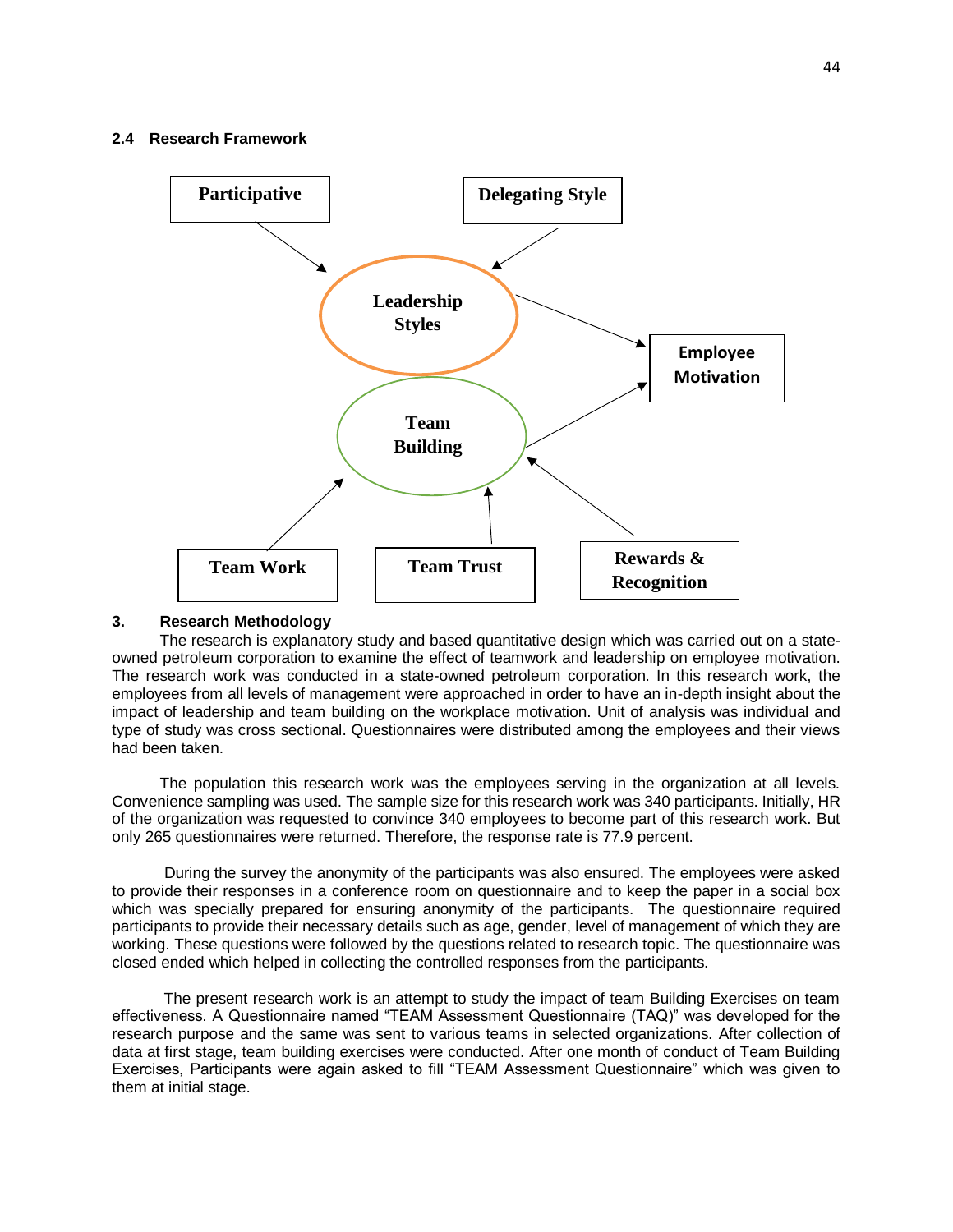## 2.4 Research Framework

Participative

Delegating Style

Leadership Styles

Employee Motivation

Team Building

Team Work

Team Trust

Rewards & Recognition

## 3. Research Methodology

The research is explanatory study and based quantitative design which was carried out on a state-owned petroleum corporation to examine the effect of teamwork and leadership on employee motivation. The research work was conducted in a state-owned petroleum corporation. In this research work, the employees from all levels of management were approached in order to have an in-depth insight about the impact of leadership and team building on the workplace motivation. Unit of analysis was individual and type of study was cross sectional. Questionnaires were distributed among the employees and their views had been taken.

The population this research work was the employees serving in the organization at all levels. Convenience sampling was used. The sample size for this research work was 340 participants. Initially, HR of the organization was requested to convince 340 employees to become part of this research work. But only 265 questionnaires were returned. Therefore, the response rate is 77.9 percent.

During the survey the anonymity of the participants was also ensured. The employees were asked to provide their responses in a conference room on questionnaire and to keep the paper in a social box which was specially prepared for ensuring anonymity of the participants. The questionnaire required participants to provide their necessary details such as age, gender, level of management of which they are working. These questions were followed by the questions related to research topic. The questionnaire was closed ended which helped in collecting the controlled responses from the participants.

The present research work is an attempt to study the impact of team Building Exercises on team effectiveness. A Questionnaire named "TEAM Assessment Questionnaire (TAQ)" was developed for the research purpose and the same was sent to various teams in selected organizations. After collection of data at first stage, team building exercises were conducted. After one month of conduct of Team Building Exercises, Participants were again asked to fill "TEAM Assessment Questionnaire" which was given to them at initial stage.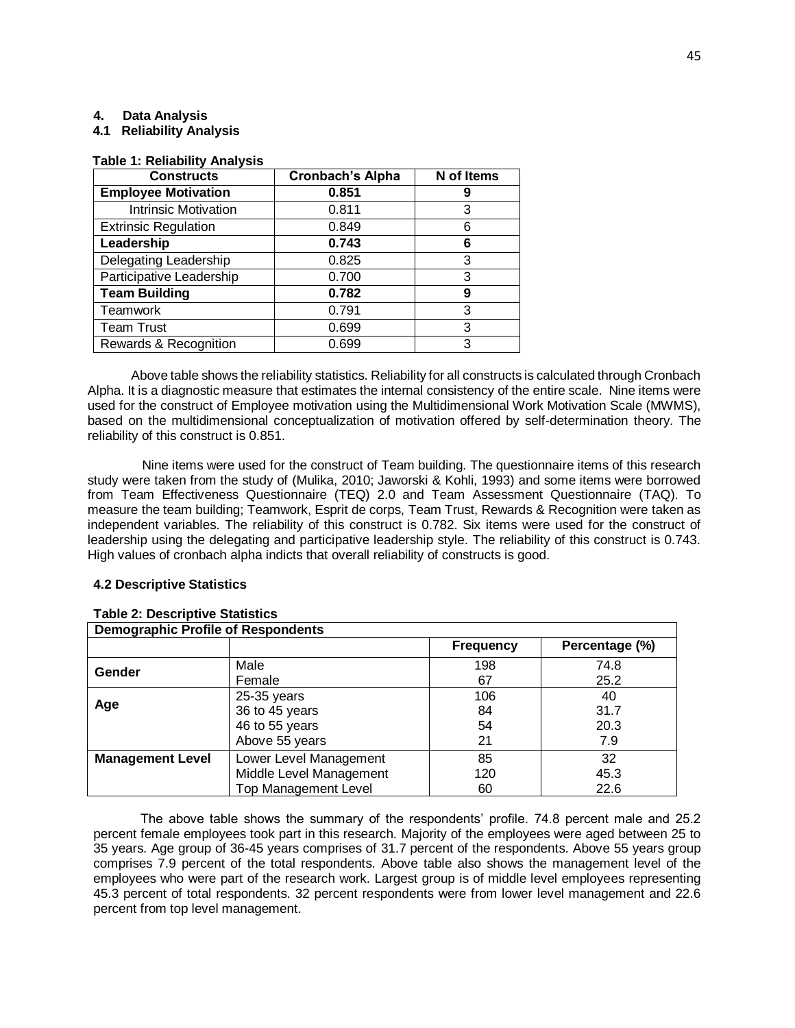## 4. Data Analysis

### 4.1 Reliability Analysis

**Table 1: Reliability Analysis**

| Constructs | Cronbach's Alpha | N of Items |
|---|---|---|
| **Employee Motivation** | **0.851** | **9** |
| Intrinsic Motivation | 0.811 | 3 |
| Extrinsic Regulation | 0.849 | 6 |
| **Leadership** | **0.743** | **6** |
| Delegating Leadership | 0.825 | 3 |
| Participative Leadership | 0.700 | 3 |
| **Team Building** | **0.782** | **9** |
| Teamwork | 0.791 | 3 |
| Team Trust | 0.699 | 3 |
| Rewards & Recognition | 0.699 | 3 |

Above table shows the reliability statistics. Reliability for all constructs is calculated through Cronbach Alpha. It is a diagnostic measure that estimates the internal consistency of the entire scale. Nine items were used for the construct of Employee motivation using the Multidimensional Work Motivation Scale (MWMS), based on the multidimensional conceptualization of motivation offered by self-determination theory. The reliability of this construct is 0.851.

Nine items were used for the construct of Team building. The questionnaire items of this research study were taken from the study of (Mulika, 2010; Jaworski & Kohli, 1993) and some items were borrowed from Team Effectiveness Questionnaire (TEQ) 2.0 and Team Assessment Questionnaire (TAQ). To measure the team building; Teamwork, Esprit de corps, Team Trust, Rewards & Recognition were taken as independent variables. The reliability of this construct is 0.782. Six items were used for the construct of leadership using the delegating and participative leadership style. The reliability of this construct is 0.743. High values of cronbach alpha indicts that overall reliability of constructs is good.

### 4.2 Descriptive Statistics

**Table 2: Descriptive Statistics**

| Demographic Profile of Respondents | | | |
|---|---|---|---|
| | | **Frequency** | **Percentage (%)** |
| **Gender** | Male | 198 | 74.8 |
| | Female | 67 | 25.2 |
| **Age** | 25-35 years | 106 | 40 |
| | 36 to 45 years | 84 | 31.7 |
| | 46 to 55 years | 54 | 20.3 |
| | Above 55 years | 21 | 7.9 |
| **Management Level** | Lower Level Management | 85 | 32 |
| | Middle Level Management | 120 | 45.3 |
| | Top Management Level | 60 | 22.6 |

The above table shows the summary of the respondents' profile. 74.8 percent male and 25.2 percent female employees took part in this research. Majority of the employees were aged between 25 to 35 years. Age group of 36-45 years comprises of 31.7 percent of the respondents. Above 55 years group comprises 7.9 percent of the total respondents. Above table also shows the management level of the employees who were part of the research work. Largest group is of middle level employees representing 45.3 percent of total respondents. 32 percent respondents were from lower level management and 22.6 percent from top level management.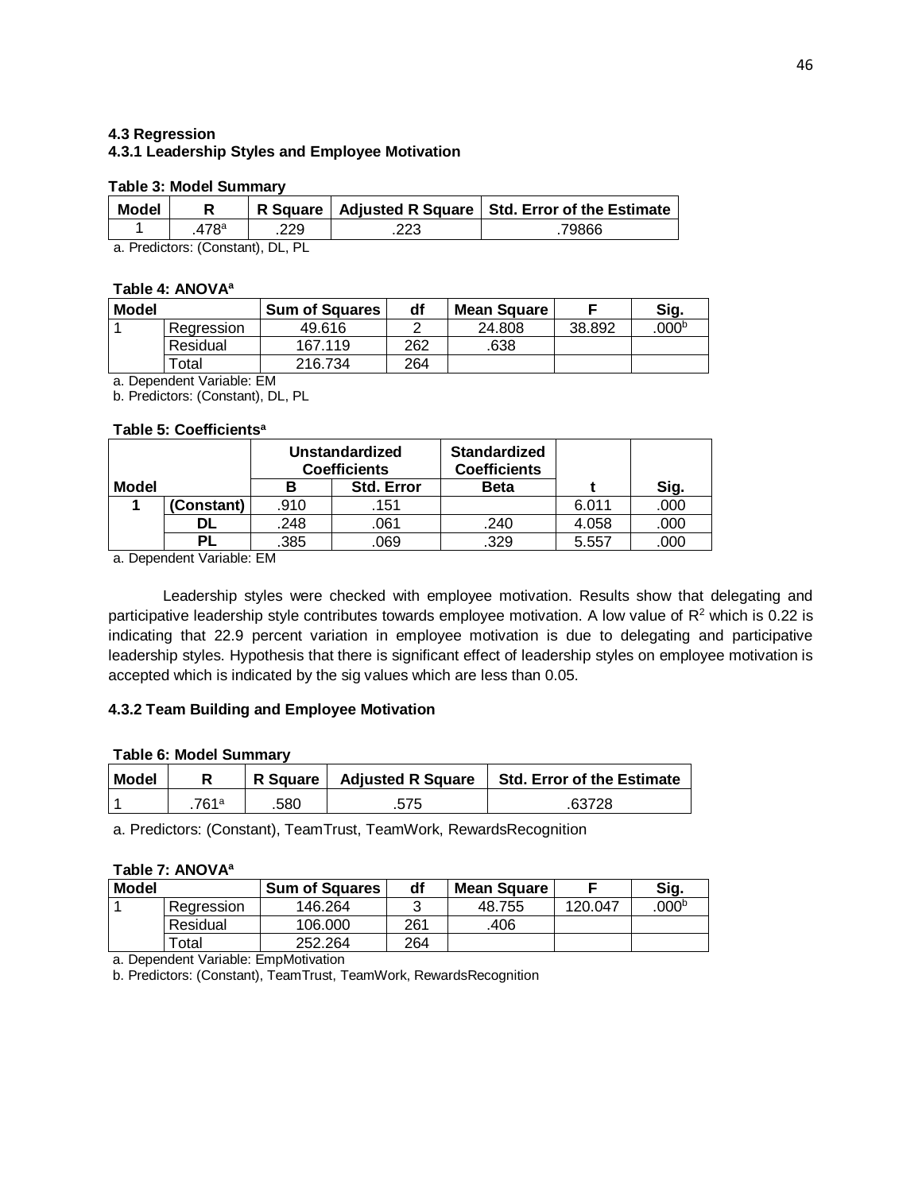### 4.3 Regression

#### 4.3.1 Leadership Styles and Employee Motivation

**Table 3: Model Summary**

| Model | R | R Square | Adjusted R Square | Std. Error of the Estimate |
|---|---|---|---|---|
| 1 | .478[a] | .229 | .223 | .79866 |

a. Predictors: (Constant), DL, PL

**Table 4: ANOVA[a]**

| Model | | Sum of Squares | df | Mean Square | F | Sig. |
|---|---|---|---|---|---|---|
| 1 | Regression | 49.616 | 2 | 24.808 | 38.892 | .000[b] |
| | Residual | 167.119 | 262 | .638 | | |
| | Total | 216.734 | 264 | | | |

a. Dependent Variable: EM

b. Predictors: (Constant), DL, PL

**Table 5: Coefficients[a]**

| Model | | Unstandardized Coefficients | | Standardized Coefficients | | |
|---|---|---|---|---|---|---|
| | | B | Std. Error | Beta | t | Sig. |
| 1 | (Constant) | .910 | .151 | | 6.011 | .000 |
| | DL | .248 | .061 | .240 | 4.058 | .000 |
| | PL | .385 | .069 | .329 | 5.557 | .000 |

a. Dependent Variable: EM

Leadership styles were checked with employee motivation. Results show that delegating and participative leadership style contributes towards employee motivation. A low value of $R^2$ which is 0.22 is indicating that 22.9 percent variation in employee motivation is due to delegating and participative leadership styles. Hypothesis that there is significant effect of leadership styles on employee motivation is accepted which is indicated by the sig values which are less than 0.05.

#### 4.3.2 Team Building and Employee Motivation

**Table 6: Model Summary**

| Model | R | R Square | Adjusted R Square | Std. Error of the Estimate |
|---|---|---|---|---|
| 1 | .761[a] | .580 | .575 | .63728 |

a. Predictors: (Constant), TeamTrust, TeamWork, RewardsRecognition

**Table 7: ANOVA[a]**

| Model | | Sum of Squares | df | Mean Square | F | Sig. |
|---|---|---|---|---|---|---|
| 1 | Regression | 146.264 | 3 | 48.755 | 120.047 | .000[b] |
| | Residual | 106.000 | 261 | .406 | | |
| | Total | 252.264 | 264 | | | |

a. Dependent Variable: EmpMotivation

b. Predictors: (Constant), TeamTrust, TeamWork, RewardsRecognition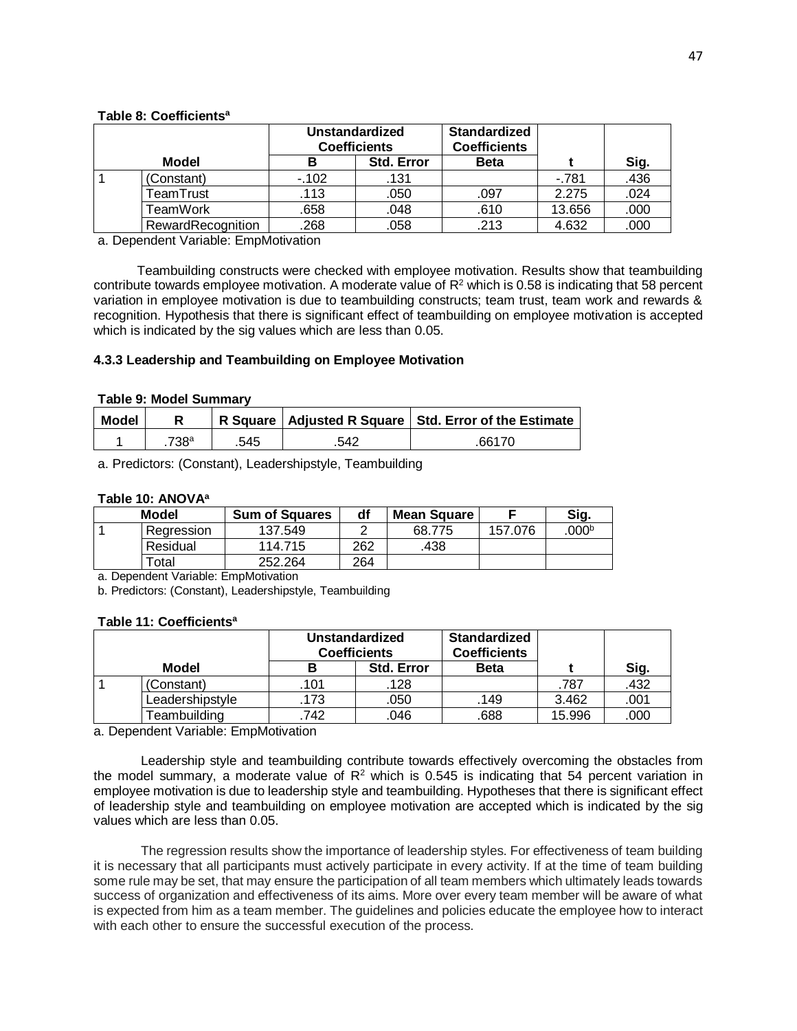**Table 8: Coefficients[a]**

| Model | | Unstandardized Coefficients | | Standardized Coefficients | | |
|---|---|---|---|---|---|---|
| | | B | Std. Error | Beta | t | Sig. |
| 1 | (Constant) | -.102 | .131 | | -.781 | .436 |
| | TeamTrust | .113 | .050 | .097 | 2.275 | .024 |
| | TeamWork | .658 | .048 | .610 | 13.656 | .000 |
| | RewardRecognition | .268 | .058 | .213 | 4.632 | .000 |

a. Dependent Variable: EmpMotivation

Teambuilding constructs were checked with employee motivation. Results show that teambuilding contribute towards employee motivation. A moderate value of $R^2$ which is 0.58 is indicating that 58 percent variation in employee motivation is due to teambuilding constructs; team trust, team work and rewards & recognition. Hypothesis that there is significant effect of teambuilding on employee motivation is accepted which is indicated by the sig values which are less than 0.05.

### 4.3.3 Leadership and Teambuilding on Employee Motivation

**Table 9: Model Summary**

| Model | R | R Square | Adjusted R Square | Std. Error of the Estimate |
|---|---|---|---|---|
| 1 | .738[a] | .545 | .542 | .66170 |

a. Predictors: (Constant), Leadershipstyle, Teambuilding

**Table 10: ANOVA[a]**

| Model | | Sum of Squares | df | Mean Square | F | Sig. |
|---|---|---|---|---|---|---|
| 1 | Regression | 137.549 | 2 | 68.775 | 157.076 | .000[b] |
| | Residual | 114.715 | 262 | .438 | | |
| | Total | 252.264 | 264 | | | |

a. Dependent Variable: EmpMotivation

b. Predictors: (Constant), Leadershipstyle, Teambuilding

**Table 11: Coefficients[a]**

| Model | | Unstandardized Coefficients | | Standardized Coefficients | | |
|---|---|---|---|---|---|---|
| | | B | Std. Error | Beta | t | Sig. |
| 1 | (Constant) | .101 | .128 | | .787 | .432 |
| | Leadershipstyle | .173 | .050 | .149 | 3.462 | .001 |
| | Teambuilding | .742 | .046 | .688 | 15.996 | .000 |

a. Dependent Variable: EmpMotivation

Leadership style and teambuilding contribute towards effectively overcoming the obstacles from the model summary, a moderate value of $R^2$ which is 0.545 is indicating that 54 percent variation in employee motivation is due to leadership style and teambuilding. Hypotheses that there is significant effect of leadership style and teambuilding on employee motivation are accepted which is indicated by the sig values which are less than 0.05.

The regression results show the importance of leadership styles. For effectiveness of team building it is necessary that all participants must actively participate in every activity. If at the time of team building some rule may be set, that may ensure the participation of all team members which ultimately leads towards success of organization and effectiveness of its aims. More over every team member will be aware of what is expected from him as a team member. The guidelines and policies educate the employee how to interact with each other to ensure the successful execution of the process.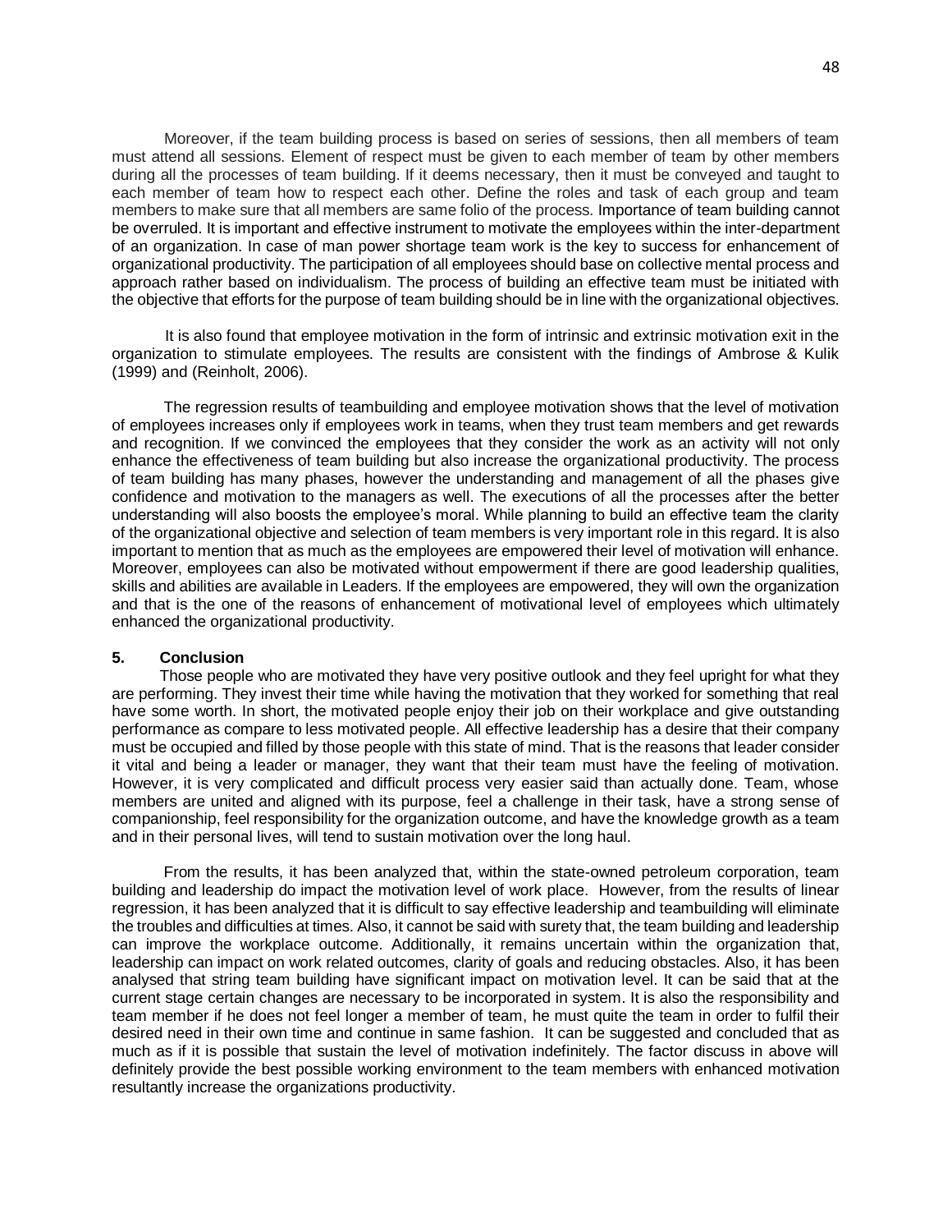Moreover, if the team building process is based on series of sessions, then all members of team must attend all sessions. Element of respect must be given to each member of team by other members during all the processes of team building. If it deems necessary, then it must be conveyed and taught to each member of team how to respect each other. Define the roles and task of each group and team members to make sure that all members are same folio of the process. Importance of team building cannot be overruled. It is important and effective instrument to motivate the employees within the inter-department of an organization. In case of man power shortage team work is the key to success for enhancement of organizational productivity. The participation of all employees should base on collective mental process and approach rather based on individualism. The process of building an effective team must be initiated with the objective that efforts for the purpose of team building should be in line with the organizational objectives.

It is also found that employee motivation in the form of intrinsic and extrinsic motivation exit in the organization to stimulate employees. The results are consistent with the findings of Ambrose & Kulik (1999) and (Reinholt, 2006).

The regression results of teambuilding and employee motivation shows that the level of motivation of employees increases only if employees work in teams, when they trust team members and get rewards and recognition. If we convinced the employees that they consider the work as an activity will not only enhance the effectiveness of team building but also increase the organizational productivity. The process of team building has many phases, however the understanding and management of all the phases give confidence and motivation to the managers as well. The executions of all the processes after the better understanding will also boosts the employee's moral. While planning to build an effective team the clarity of the organizational objective and selection of team members is very important role in this regard. It is also important to mention that as much as the employees are empowered their level of motivation will enhance. Moreover, employees can also be motivated without empowerment if there are good leadership qualities, skills and abilities are available in Leaders. If the employees are empowered, they will own the organization and that is the one of the reasons of enhancement of motivational level of employees which ultimately enhanced the organizational productivity.

## 5. Conclusion

Those people who are motivated they have very positive outlook and they feel upright for what they are performing. They invest their time while having the motivation that they worked for something that real have some worth. In short, the motivated people enjoy their job on their workplace and give outstanding performance as compare to less motivated people. All effective leadership has a desire that their company must be occupied and filled by those people with this state of mind. That is the reasons that leader consider it vital and being a leader or manager, they want that their team must have the feeling of motivation. However, it is very complicated and difficult process very easier said than actually done. Team, whose members are united and aligned with its purpose, feel a challenge in their task, have a strong sense of companionship, feel responsibility for the organization outcome, and have the knowledge growth as a team and in their personal lives, will tend to sustain motivation over the long haul.

From the results, it has been analyzed that, within the state-owned petroleum corporation, team building and leadership do impact the motivation level of work place. However, from the results of linear regression, it has been analyzed that it is difficult to say effective leadership and teambuilding will eliminate the troubles and difficulties at times. Also, it cannot be said with surety that, the team building and leadership can improve the workplace outcome. Additionally, it remains uncertain within the organization that, leadership can impact on work related outcomes, clarity of goals and reducing obstacles. Also, it has been analysed that string team building have significant impact on motivation level. It can be said that at the current stage certain changes are necessary to be incorporated in system. It is also the responsibility and team member if he does not feel longer a member of team, he must quite the team in order to fulfil their desired need in their own time and continue in same fashion. It can be suggested and concluded that as much as if it is possible that sustain the level of motivation indefinitely. The factor discuss in above will definitely provide the best possible working environment to the team members with enhanced motivation resultantly increase the organizations productivity.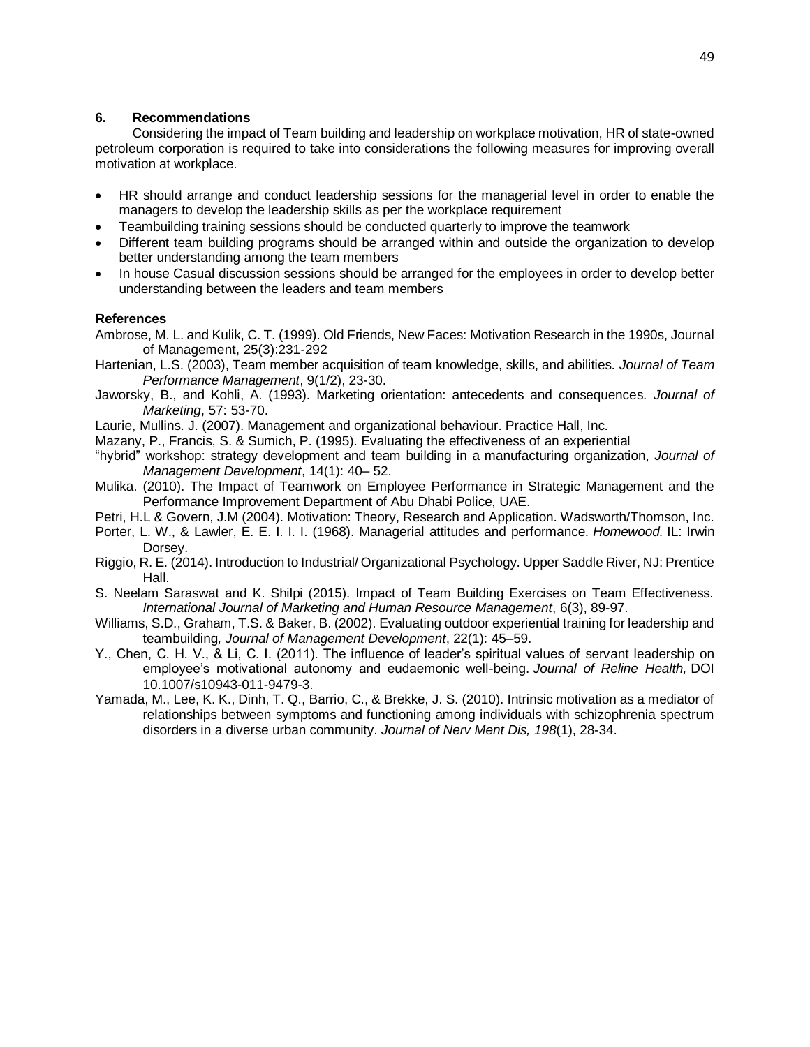## 6. Recommendations

Considering the impact of Team building and leadership on workplace motivation, HR of state-owned petroleum corporation is required to take into considerations the following measures for improving overall motivation at workplace.

- HR should arrange and conduct leadership sessions for the managerial level in order to enable the managers to develop the leadership skills as per the workplace requirement
- Teambuilding training sessions should be conducted quarterly to improve the teamwork
- Different team building programs should be arranged within and outside the organization to develop better understanding among the team members
- In house Casual discussion sessions should be arranged for the employees in order to develop better understanding between the leaders and team members

## References

Ambrose, M. L. and Kulik, C. T. (1999). Old Friends, New Faces: Motivation Research in the 1990s, Journal of Management, 25(3):231-292

Hartenian, L.S. (2003), Team member acquisition of team knowledge, skills, and abilities. *Journal of Team Performance Management*, 9(1/2), 23-30.

Jaworsky, B., and Kohli, A. (1993). Marketing orientation: antecedents and consequences. *Journal of Marketing*, 57: 53-70.

Laurie, Mullins. J. (2007). Management and organizational behaviour. Practice Hall, Inc.

Mazany, P., Francis, S. & Sumich, P. (1995). Evaluating the effectiveness of an experiential "hybrid" workshop: strategy development and team building in a manufacturing organization, *Journal of Management Development*, 14(1): 40– 52.

Mulika. (2010). The Impact of Teamwork on Employee Performance in Strategic Management and the Performance Improvement Department of Abu Dhabi Police, UAE.

Petri, H.L & Govern, J.M (2004). Motivation: Theory, Research and Application. Wadsworth/Thomson, Inc.

Porter, L. W., & Lawler, E. E. I. I. I. (1968). Managerial attitudes and performance. *Homewood*. IL: Irwin Dorsey.

Riggio, R. E. (2014). Introduction to Industrial/ Organizational Psychology. Upper Saddle River, NJ: Prentice Hall.

S. Neelam Saraswat and K. Shilpi (2015). Impact of Team Building Exercises on Team Effectiveness. *International Journal of Marketing and Human Resource Management*, 6(3), 89-97.

Williams, S.D., Graham, T.S. & Baker, B. (2002). Evaluating outdoor experiential training for leadership and teambuilding*, Journal of Management Development*, 22(1): 45–59.

Y., Chen, C. H. V., & Li, C. I. (2011). The influence of leader's spiritual values of servant leadership on employee's motivational autonomy and eudaemonic well-being. *Journal of Reline Health,* DOI 10.1007/s10943-011-9479-3.

Yamada, M., Lee, K. K., Dinh, T. Q., Barrio, C., & Brekke, J. S. (2010). Intrinsic motivation as a mediator of relationships between symptoms and functioning among individuals with schizophrenia spectrum disorders in a diverse urban community. *Journal of Nerv Ment Dis, 198*(1), 28-34.